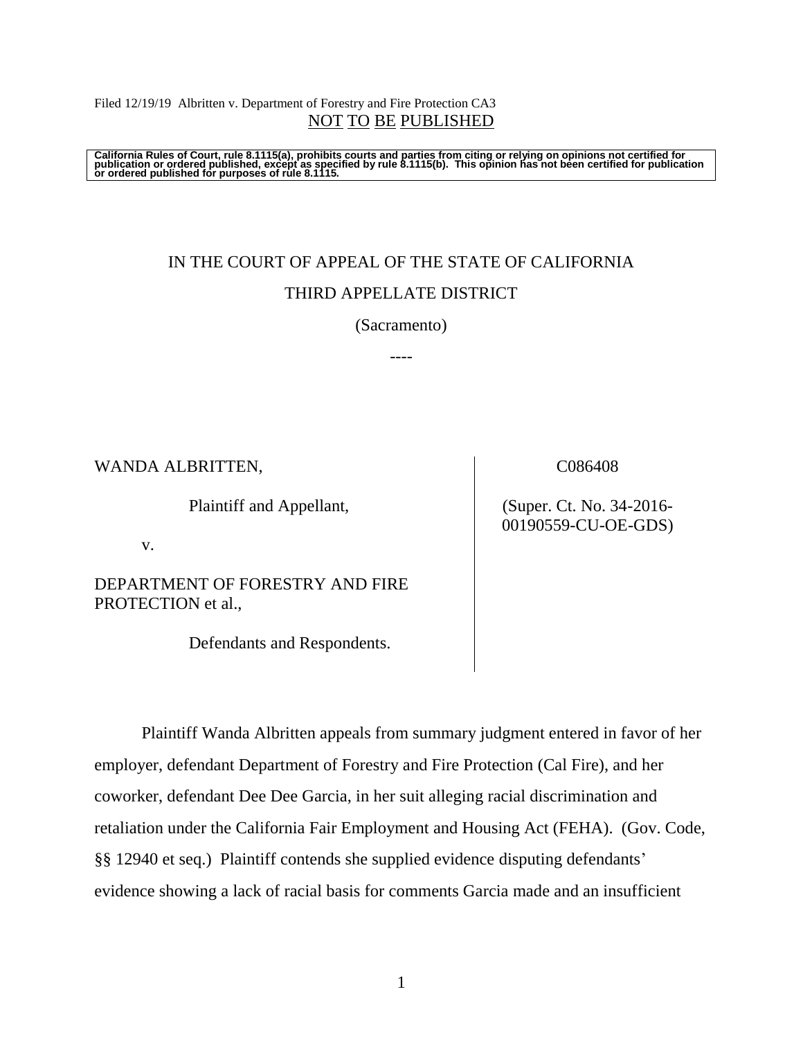Filed 12/19/19 Albritten v. Department of Forestry and Fire Protection CA3

NOT TO BE PUBLISHED

**California Rules of Court, rule 8.1115(a), prohibits courts and parties from citing or relying on opinions not certified for publication or ordered published, except as specified by rule 8.1115(b). This opinion has not been certified for publication or ordered published for purposes of rule 8.1115.**

IN THE COURT OF APPEAL OF THE STATE OF CALIFORNIA

THIRD APPELLATE DISTRICT

(Sacramento)

----

WANDA ALBRITTEN,

Plaintiff and Appellant,

v.

DEPARTMENT OF FORESTRY AND FIRE PROTECTION et al.,

Defendants and Respondents.

C086408

(Super. Ct. No. 34-2016-00190559-CU-OE-GDS)

Plaintiff Wanda Albritten appeals from summary judgment entered in favor of her employer, defendant Department of Forestry and Fire Protection (Cal Fire), and her coworker, defendant Dee Dee Garcia, in her suit alleging racial discrimination and retaliation under the California Fair Employment and Housing Act (FEHA). (Gov. Code, §§ 12940 et seq.) Plaintiff contends she supplied evidence disputing defendants' evidence showing a lack of racial basis for comments Garcia made and an insufficient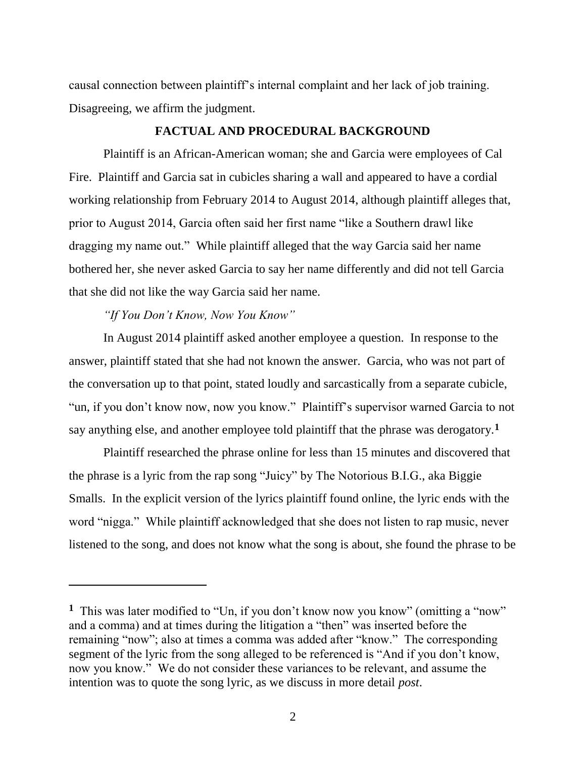causal connection between plaintiff's internal complaint and her lack of job training. Disagreeing, we affirm the judgment.

## FACTUAL AND PROCEDURAL BACKGROUND

Plaintiff is an African-American woman; she and Garcia were employees of Cal Fire. Plaintiff and Garcia sat in cubicles sharing a wall and appeared to have a cordial working relationship from February 2014 to August 2014, although plaintiff alleges that, prior to August 2014, Garcia often said her first name "like a Southern drawl like dragging my name out." While plaintiff alleged that the way Garcia said her name bothered her, she never asked Garcia to say her name differently and did not tell Garcia that she did not like the way Garcia said her name.

*"If You Don't Know, Now You Know"*

In August 2014 plaintiff asked another employee a question. In response to the answer, plaintiff stated that she had not known the answer. Garcia, who was not part of the conversation up to that point, stated loudly and sarcastically from a separate cubicle, "un, if you don't know now, now you know." Plaintiff's supervisor warned Garcia to not say anything else, and another employee told plaintiff that the phrase was derogatory.[1]

Plaintiff researched the phrase online for less than 15 minutes and discovered that the phrase is a lyric from the rap song "Juicy" by The Notorious B.I.G., aka Biggie Smalls. In the explicit version of the lyrics plaintiff found online, the lyric ends with the word "nigga." While plaintiff acknowledged that she does not listen to rap music, never listened to the song, and does not know what the song is about, she found the phrase to be

---

[1] This was later modified to "Un, if you don't know now you know" (omitting a "now" and a comma) and at times during the litigation a "then" was inserted before the remaining "now"; also at times a comma was added after "know." The corresponding segment of the lyric from the song alleged to be referenced is "And if you don't know, now you know." We do not consider these variances to be relevant, and assume the intention was to quote the song lyric, as we discuss in more detail *post*.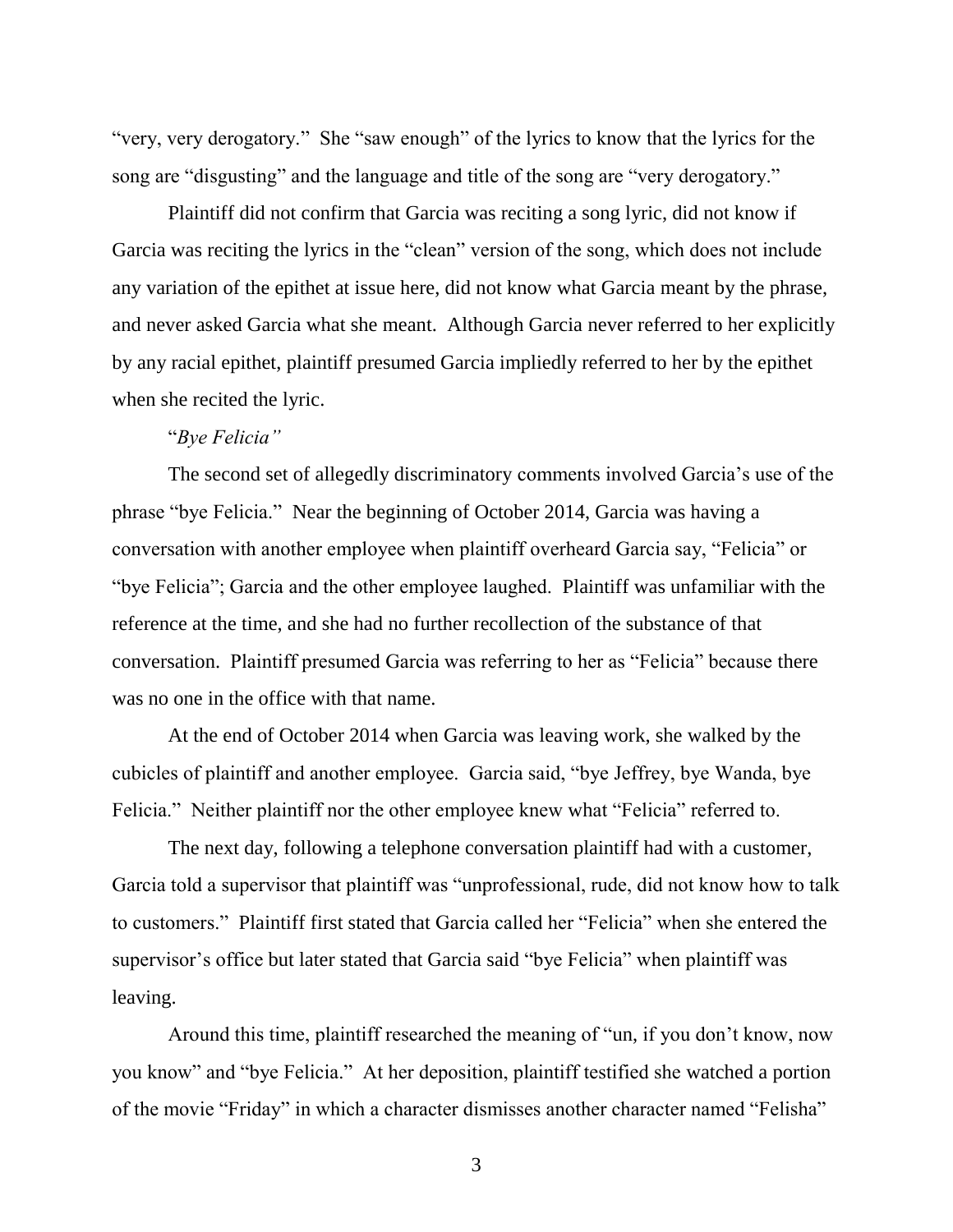"very, very derogatory." She "saw enough" of the lyrics to know that the lyrics for the song are "disgusting" and the language and title of the song are "very derogatory."

Plaintiff did not confirm that Garcia was reciting a song lyric, did not know if Garcia was reciting the lyrics in the "clean" version of the song, which does not include any variation of the epithet at issue here, did not know what Garcia meant by the phrase, and never asked Garcia what she meant. Although Garcia never referred to her explicitly by any racial epithet, plaintiff presumed Garcia impliedly referred to her by the epithet when she recited the lyric.

"*Bye Felicia"*

The second set of allegedly discriminatory comments involved Garcia's use of the phrase "bye Felicia." Near the beginning of October 2014, Garcia was having a conversation with another employee when plaintiff overheard Garcia say, "Felicia" or "bye Felicia"; Garcia and the other employee laughed. Plaintiff was unfamiliar with the reference at the time, and she had no further recollection of the substance of that conversation. Plaintiff presumed Garcia was referring to her as "Felicia" because there was no one in the office with that name.

At the end of October 2014 when Garcia was leaving work, she walked by the cubicles of plaintiff and another employee. Garcia said, "bye Jeffrey, bye Wanda, bye Felicia." Neither plaintiff nor the other employee knew what "Felicia" referred to.

The next day, following a telephone conversation plaintiff had with a customer, Garcia told a supervisor that plaintiff was "unprofessional, rude, did not know how to talk to customers." Plaintiff first stated that Garcia called her "Felicia" when she entered the supervisor's office but later stated that Garcia said "bye Felicia" when plaintiff was leaving.

Around this time, plaintiff researched the meaning of "un, if you don't know, now you know" and "bye Felicia." At her deposition, plaintiff testified she watched a portion of the movie "Friday" in which a character dismisses another character named "Felisha"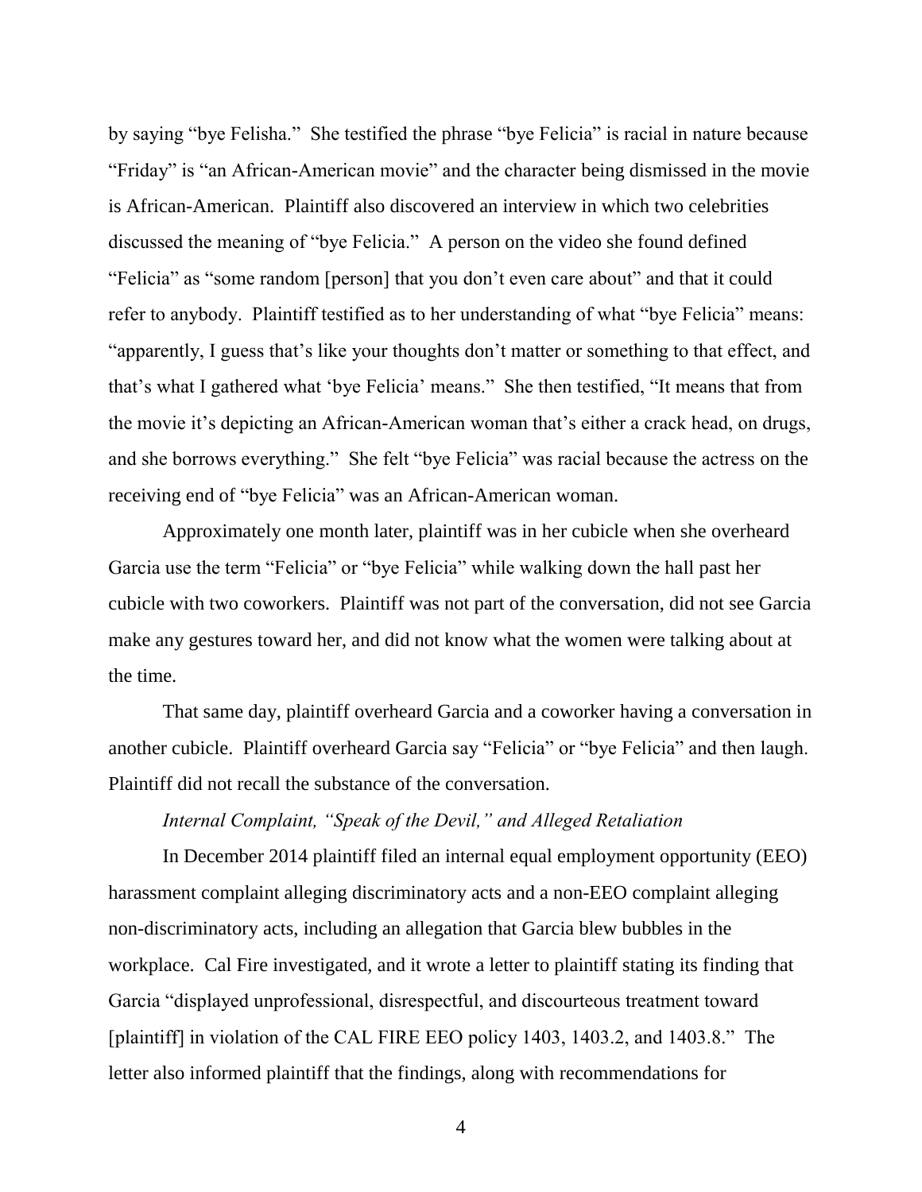by saying "bye Felisha." She testified the phrase "bye Felicia" is racial in nature because "Friday" is "an African-American movie" and the character being dismissed in the movie is African-American. Plaintiff also discovered an interview in which two celebrities discussed the meaning of "bye Felicia." A person on the video she found defined "Felicia" as "some random [person] that you don't even care about" and that it could refer to anybody. Plaintiff testified as to her understanding of what "bye Felicia" means: "apparently, I guess that's like your thoughts don't matter or something to that effect, and that's what I gathered what 'bye Felicia' means." She then testified, "It means that from the movie it's depicting an African-American woman that's either a crack head, on drugs, and she borrows everything." She felt "bye Felicia" was racial because the actress on the receiving end of "bye Felicia" was an African-American woman.

Approximately one month later, plaintiff was in her cubicle when she overheard Garcia use the term "Felicia" or "bye Felicia" while walking down the hall past her cubicle with two coworkers. Plaintiff was not part of the conversation, did not see Garcia make any gestures toward her, and did not know what the women were talking about at the time.

That same day, plaintiff overheard Garcia and a coworker having a conversation in another cubicle. Plaintiff overheard Garcia say "Felicia" or "bye Felicia" and then laugh. Plaintiff did not recall the substance of the conversation.

*Internal Complaint, "Speak of the Devil," and Alleged Retaliation*

In December 2014 plaintiff filed an internal equal employment opportunity (EEO) harassment complaint alleging discriminatory acts and a non-EEO complaint alleging non-discriminatory acts, including an allegation that Garcia blew bubbles in the workplace. Cal Fire investigated, and it wrote a letter to plaintiff stating its finding that Garcia "displayed unprofessional, disrespectful, and discourteous treatment toward [plaintiff] in violation of the CAL FIRE EEO policy 1403, 1403.2, and 1403.8." The letter also informed plaintiff that the findings, along with recommendations for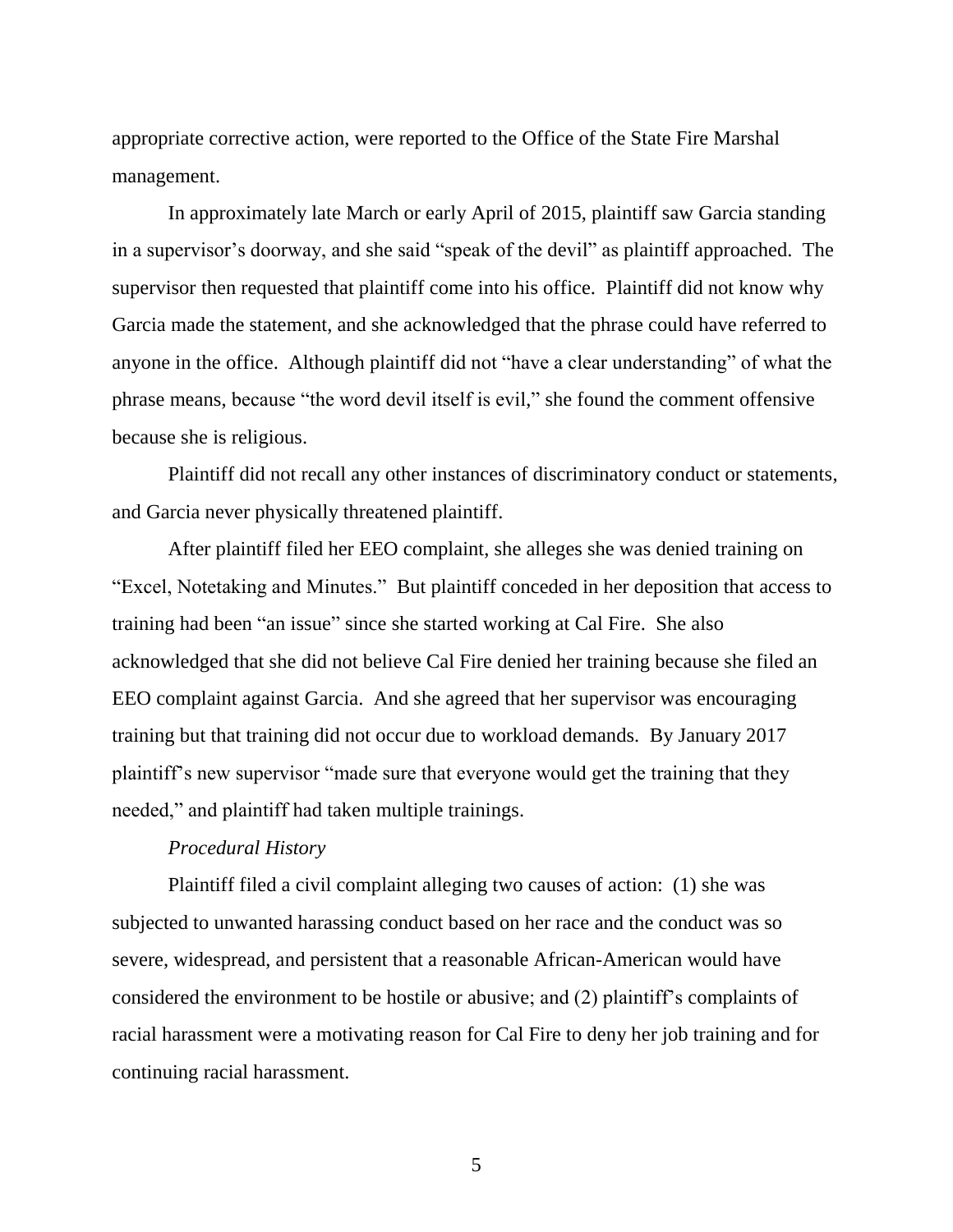appropriate corrective action, were reported to the Office of the State Fire Marshal management.

In approximately late March or early April of 2015, plaintiff saw Garcia standing in a supervisor's doorway, and she said "speak of the devil" as plaintiff approached. The supervisor then requested that plaintiff come into his office. Plaintiff did not know why Garcia made the statement, and she acknowledged that the phrase could have referred to anyone in the office. Although plaintiff did not "have a clear understanding" of what the phrase means, because "the word devil itself is evil," she found the comment offensive because she is religious.

Plaintiff did not recall any other instances of discriminatory conduct or statements, and Garcia never physically threatened plaintiff.

After plaintiff filed her EEO complaint, she alleges she was denied training on "Excel, Notetaking and Minutes." But plaintiff conceded in her deposition that access to training had been "an issue" since she started working at Cal Fire. She also acknowledged that she did not believe Cal Fire denied her training because she filed an EEO complaint against Garcia. And she agreed that her supervisor was encouraging training but that training did not occur due to workload demands. By January 2017 plaintiff's new supervisor "made sure that everyone would get the training that they needed," and plaintiff had taken multiple trainings.

*Procedural History*

Plaintiff filed a civil complaint alleging two causes of action: (1) she was subjected to unwanted harassing conduct based on her race and the conduct was so severe, widespread, and persistent that a reasonable African-American would have considered the environment to be hostile or abusive; and (2) plaintiff's complaints of racial harassment were a motivating reason for Cal Fire to deny her job training and for continuing racial harassment.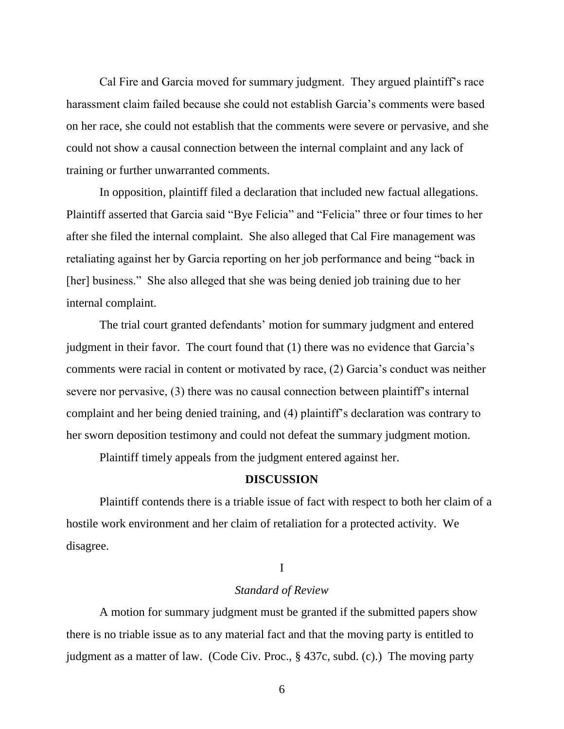Cal Fire and Garcia moved for summary judgment. They argued plaintiff's race harassment claim failed because she could not establish Garcia's comments were based on her race, she could not establish that the comments were severe or pervasive, and she could not show a causal connection between the internal complaint and any lack of training or further unwarranted comments.

In opposition, plaintiff filed a declaration that included new factual allegations. Plaintiff asserted that Garcia said "Bye Felicia" and "Felicia" three or four times to her after she filed the internal complaint. She also alleged that Cal Fire management was retaliating against her by Garcia reporting on her job performance and being "back in [her] business." She also alleged that she was being denied job training due to her internal complaint.

The trial court granted defendants' motion for summary judgment and entered judgment in their favor. The court found that (1) there was no evidence that Garcia's comments were racial in content or motivated by race, (2) Garcia's conduct was neither severe nor pervasive, (3) there was no causal connection between plaintiff's internal complaint and her being denied training, and (4) plaintiff's declaration was contrary to her sworn deposition testimony and could not defeat the summary judgment motion.

Plaintiff timely appeals from the judgment entered against her.

## DISCUSSION

Plaintiff contends there is a triable issue of fact with respect to both her claim of a hostile work environment and her claim of retaliation for a protected activity. We disagree.

### I

### *Standard of Review*

A motion for summary judgment must be granted if the submitted papers show there is no triable issue as to any material fact and that the moving party is entitled to judgment as a matter of law. (Code Civ. Proc., § 437c, subd. (c).) The moving party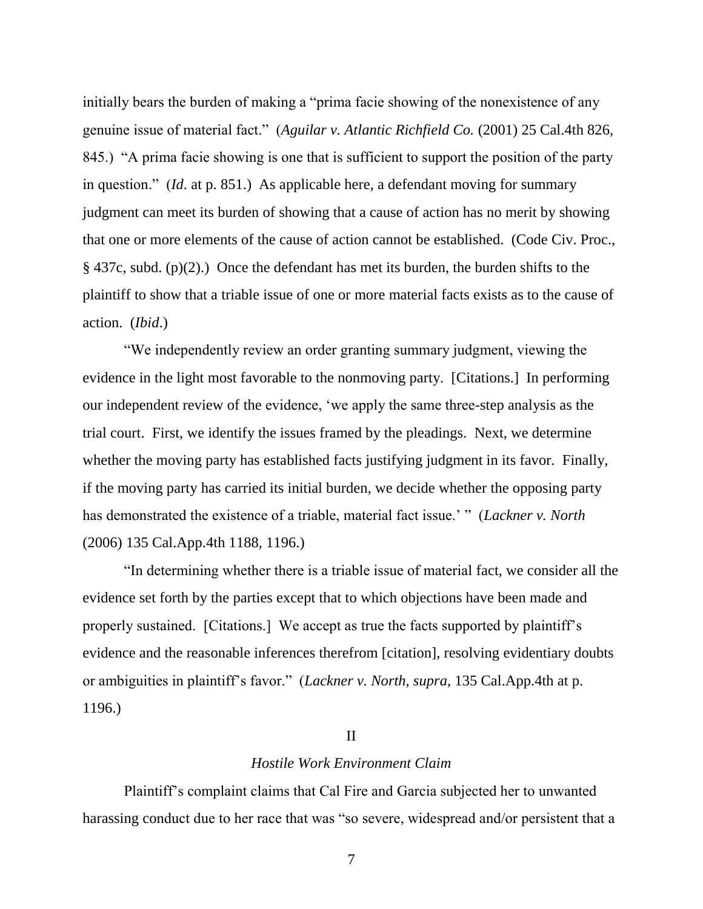initially bears the burden of making a "prima facie showing of the nonexistence of any genuine issue of material fact." (*Aguilar v. Atlantic Richfield Co.* (2001) 25 Cal.4th 826, 845.) "A prima facie showing is one that is sufficient to support the position of the party in question." (*Id*. at p. 851.) As applicable here, a defendant moving for summary judgment can meet its burden of showing that a cause of action has no merit by showing that one or more elements of the cause of action cannot be established. (Code Civ. Proc., § 437c, subd. (p)(2).) Once the defendant has met its burden, the burden shifts to the plaintiff to show that a triable issue of one or more material facts exists as to the cause of action. (*Ibid*.)

"We independently review an order granting summary judgment, viewing the evidence in the light most favorable to the nonmoving party. [Citations.] In performing our independent review of the evidence, 'we apply the same three-step analysis as the trial court. First, we identify the issues framed by the pleadings. Next, we determine whether the moving party has established facts justifying judgment in its favor. Finally, if the moving party has carried its initial burden, we decide whether the opposing party has demonstrated the existence of a triable, material fact issue.' " (*Lackner v. North* (2006) 135 Cal.App.4th 1188, 1196.)

"In determining whether there is a triable issue of material fact, we consider all the evidence set forth by the parties except that to which objections have been made and properly sustained. [Citations.] We accept as true the facts supported by plaintiff's evidence and the reasonable inferences therefrom [citation], resolving evidentiary doubts or ambiguities in plaintiff's favor." (*Lackner v. North*, *supra*, 135 Cal.App.4th at p. 1196.)

## II

### *Hostile Work Environment Claim*

Plaintiff's complaint claims that Cal Fire and Garcia subjected her to unwanted harassing conduct due to her race that was "so severe, widespread and/or persistent that a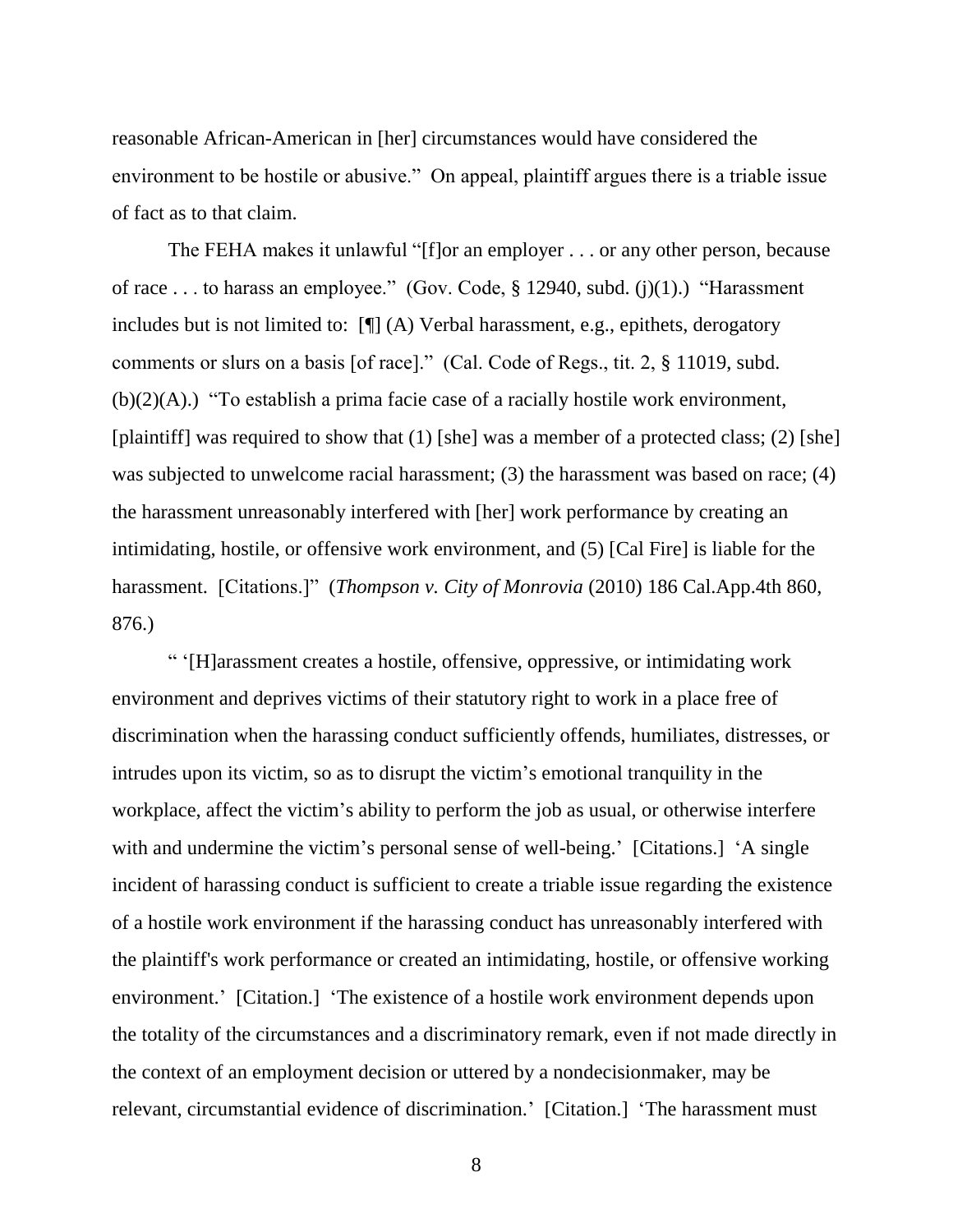reasonable African-American in [her] circumstances would have considered the environment to be hostile or abusive." On appeal, plaintiff argues there is a triable issue of fact as to that claim.

The FEHA makes it unlawful "[f]or an employer . . . or any other person, because of race . . . to harass an employee." (Gov. Code, § 12940, subd. (j)(1).) "Harassment includes but is not limited to: [¶] (A) Verbal harassment, e.g., epithets, derogatory comments or slurs on a basis [of race]." (Cal. Code of Regs., tit. 2, § 11019, subd. (b)(2)(A).) "To establish a prima facie case of a racially hostile work environment, [plaintiff] was required to show that (1) [she] was a member of a protected class; (2) [she] was subjected to unwelcome racial harassment; (3) the harassment was based on race; (4) the harassment unreasonably interfered with [her] work performance by creating an intimidating, hostile, or offensive work environment, and (5) [Cal Fire] is liable for the harassment. [Citations.]" (*Thompson v. City of Monrovia* (2010) 186 Cal.App.4th 860, 876.)

" '[H]arassment creates a hostile, offensive, oppressive, or intimidating work environment and deprives victims of their statutory right to work in a place free of discrimination when the harassing conduct sufficiently offends, humiliates, distresses, or intrudes upon its victim, so as to disrupt the victim's emotional tranquility in the workplace, affect the victim's ability to perform the job as usual, or otherwise interfere with and undermine the victim's personal sense of well-being.' [Citations.] 'A single incident of harassing conduct is sufficient to create a triable issue regarding the existence of a hostile work environment if the harassing conduct has unreasonably interfered with the plaintiff's work performance or created an intimidating, hostile, or offensive working environment.' [Citation.] 'The existence of a hostile work environment depends upon the totality of the circumstances and a discriminatory remark, even if not made directly in the context of an employment decision or uttered by a nondecisionmaker, may be relevant, circumstantial evidence of discrimination.' [Citation.] 'The harassment must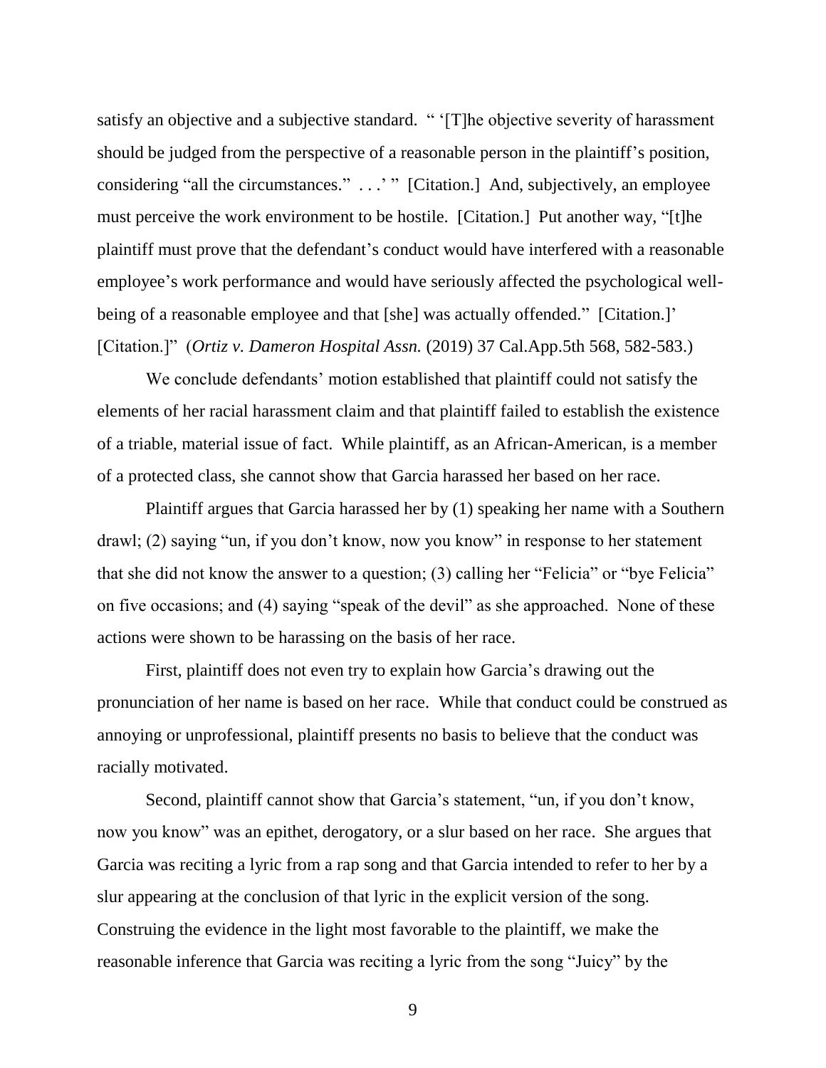satisfy an objective and a subjective standard. " '[T]he objective severity of harassment should be judged from the perspective of a reasonable person in the plaintiff's position, considering "all the circumstances." . . .' " [Citation.] And, subjectively, an employee must perceive the work environment to be hostile. [Citation.] Put another way, "[t]he plaintiff must prove that the defendant's conduct would have interfered with a reasonable employee's work performance and would have seriously affected the psychological well-being of a reasonable employee and that [she] was actually offended." [Citation.]' [Citation.]" (*Ortiz v. Dameron Hospital Assn.* (2019) 37 Cal.App.5th 568, 582-583.)

We conclude defendants' motion established that plaintiff could not satisfy the elements of her racial harassment claim and that plaintiff failed to establish the existence of a triable, material issue of fact. While plaintiff, as an African-American, is a member of a protected class, she cannot show that Garcia harassed her based on her race.

Plaintiff argues that Garcia harassed her by (1) speaking her name with a Southern drawl; (2) saying "un, if you don't know, now you know" in response to her statement that she did not know the answer to a question; (3) calling her "Felicia" or "bye Felicia" on five occasions; and (4) saying "speak of the devil" as she approached. None of these actions were shown to be harassing on the basis of her race.

First, plaintiff does not even try to explain how Garcia's drawing out the pronunciation of her name is based on her race. While that conduct could be construed as annoying or unprofessional, plaintiff presents no basis to believe that the conduct was racially motivated.

Second, plaintiff cannot show that Garcia's statement, "un, if you don't know, now you know" was an epithet, derogatory, or a slur based on her race. She argues that Garcia was reciting a lyric from a rap song and that Garcia intended to refer to her by a slur appearing at the conclusion of that lyric in the explicit version of the song. Construing the evidence in the light most favorable to the plaintiff, we make the reasonable inference that Garcia was reciting a lyric from the song "Juicy" by the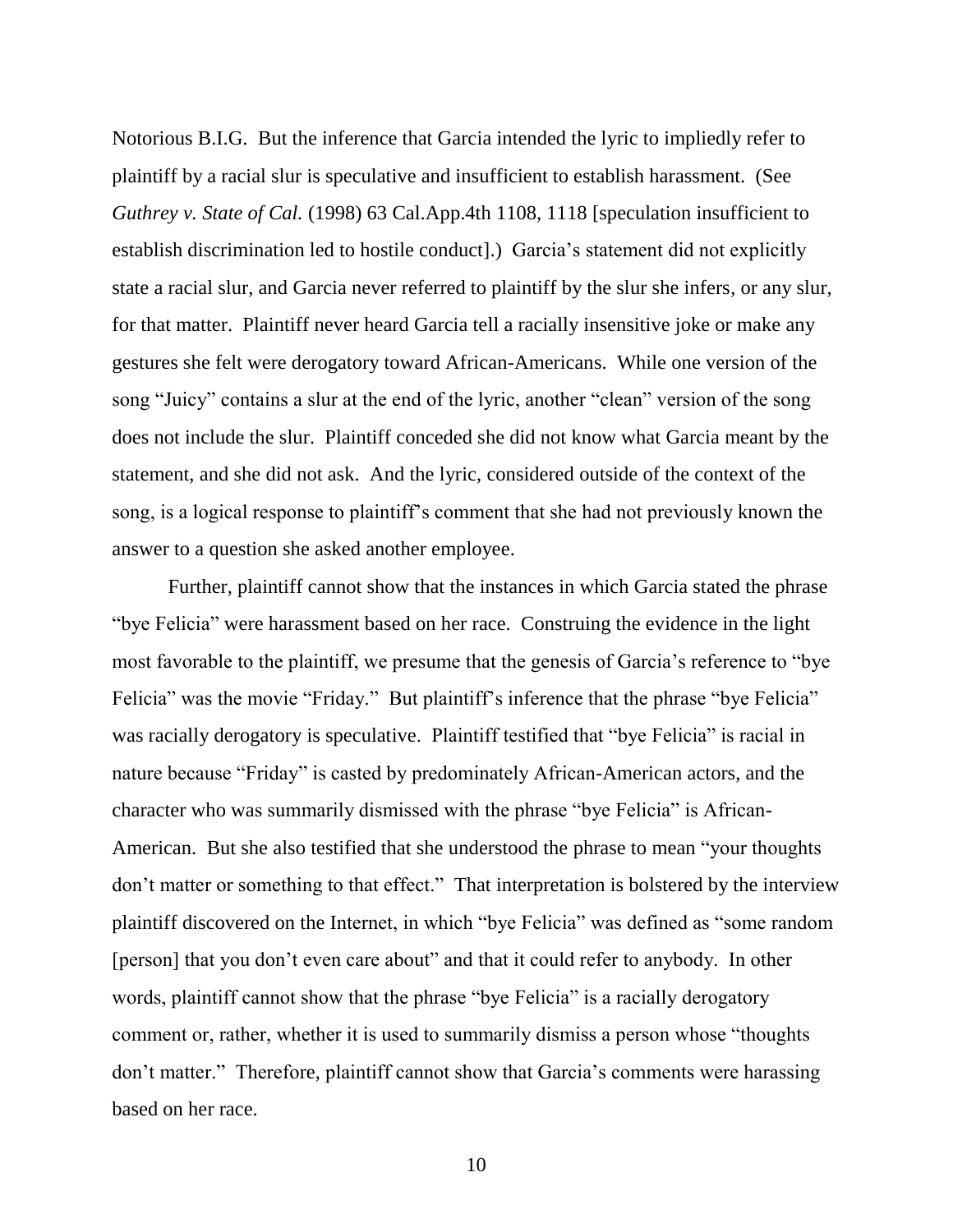Notorious B.I.G. But the inference that Garcia intended the lyric to impliedly refer to plaintiff by a racial slur is speculative and insufficient to establish harassment. (See *Guthrey v. State of Cal.* (1998) 63 Cal.App.4th 1108, 1118 [speculation insufficient to establish discrimination led to hostile conduct].) Garcia's statement did not explicitly state a racial slur, and Garcia never referred to plaintiff by the slur she infers, or any slur, for that matter. Plaintiff never heard Garcia tell a racially insensitive joke or make any gestures she felt were derogatory toward African-Americans. While one version of the song "Juicy" contains a slur at the end of the lyric, another "clean" version of the song does not include the slur. Plaintiff conceded she did not know what Garcia meant by the statement, and she did not ask. And the lyric, considered outside of the context of the song, is a logical response to plaintiff's comment that she had not previously known the answer to a question she asked another employee.

Further, plaintiff cannot show that the instances in which Garcia stated the phrase "bye Felicia" were harassment based on her race. Construing the evidence in the light most favorable to the plaintiff, we presume that the genesis of Garcia's reference to "bye Felicia" was the movie "Friday." But plaintiff's inference that the phrase "bye Felicia" was racially derogatory is speculative. Plaintiff testified that "bye Felicia" is racial in nature because "Friday" is casted by predominately African-American actors, and the character who was summarily dismissed with the phrase "bye Felicia" is African-American. But she also testified that she understood the phrase to mean "your thoughts don't matter or something to that effect." That interpretation is bolstered by the interview plaintiff discovered on the Internet, in which "bye Felicia" was defined as "some random [person] that you don't even care about" and that it could refer to anybody. In other words, plaintiff cannot show that the phrase "bye Felicia" is a racially derogatory comment or, rather, whether it is used to summarily dismiss a person whose "thoughts don't matter." Therefore, plaintiff cannot show that Garcia's comments were harassing based on her race.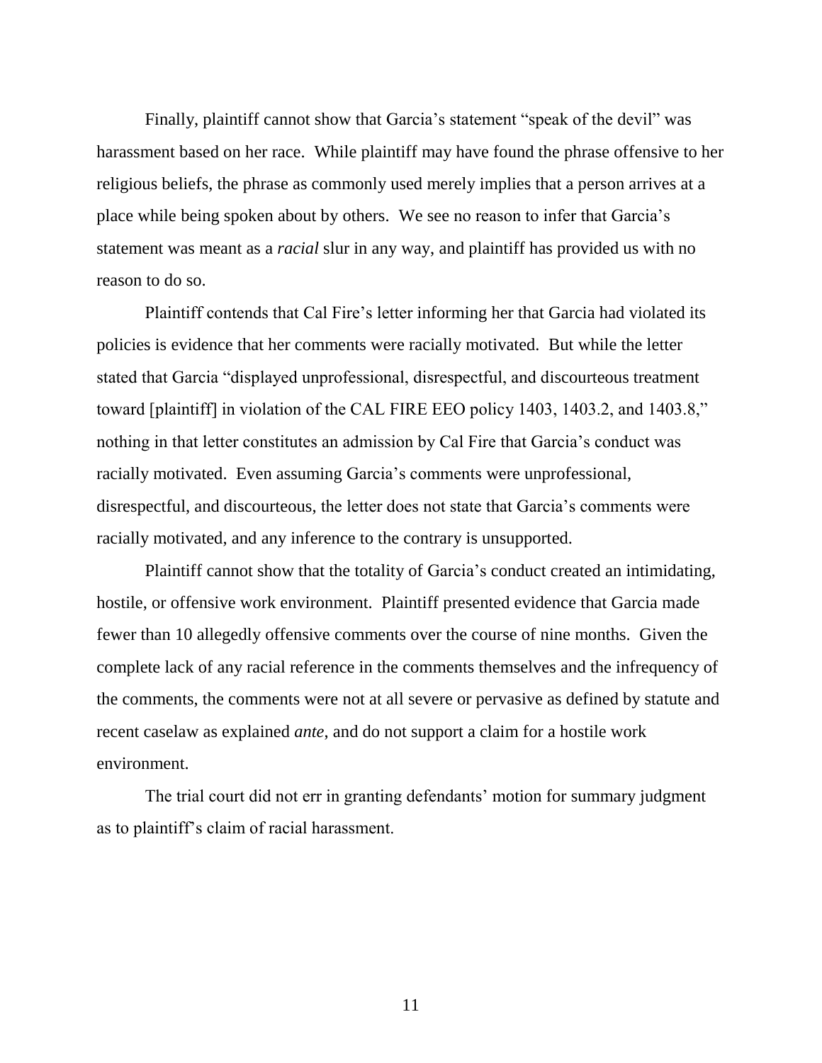Finally, plaintiff cannot show that Garcia's statement "speak of the devil" was harassment based on her race. While plaintiff may have found the phrase offensive to her religious beliefs, the phrase as commonly used merely implies that a person arrives at a place while being spoken about by others. We see no reason to infer that Garcia's statement was meant as a *racial* slur in any way, and plaintiff has provided us with no reason to do so.

Plaintiff contends that Cal Fire's letter informing her that Garcia had violated its policies is evidence that her comments were racially motivated. But while the letter stated that Garcia "displayed unprofessional, disrespectful, and discourteous treatment toward [plaintiff] in violation of the CAL FIRE EEO policy 1403, 1403.2, and 1403.8," nothing in that letter constitutes an admission by Cal Fire that Garcia's conduct was racially motivated. Even assuming Garcia's comments were unprofessional, disrespectful, and discourteous, the letter does not state that Garcia's comments were racially motivated, and any inference to the contrary is unsupported.

Plaintiff cannot show that the totality of Garcia's conduct created an intimidating, hostile, or offensive work environment. Plaintiff presented evidence that Garcia made fewer than 10 allegedly offensive comments over the course of nine months. Given the complete lack of any racial reference in the comments themselves and the infrequency of the comments, the comments were not at all severe or pervasive as defined by statute and recent caselaw as explained *ante*, and do not support a claim for a hostile work environment.

The trial court did not err in granting defendants' motion for summary judgment as to plaintiff's claim of racial harassment.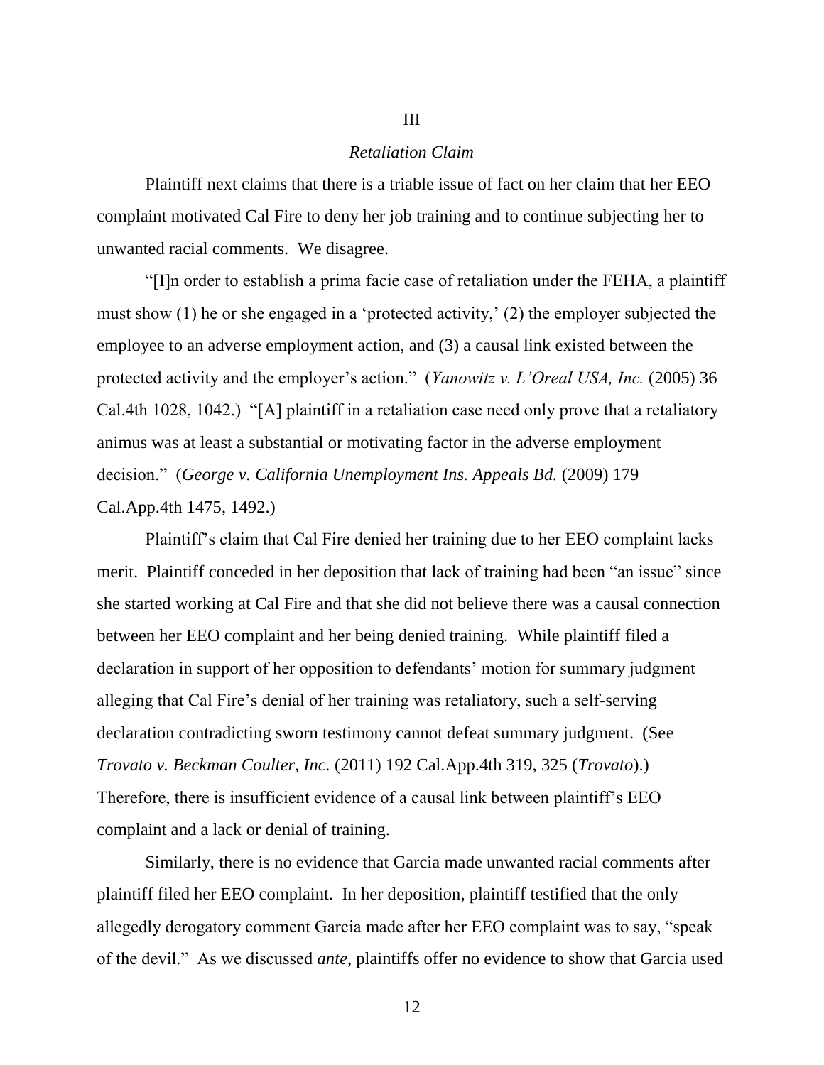## III

### *Retaliation Claim*

Plaintiff next claims that there is a triable issue of fact on her claim that her EEO complaint motivated Cal Fire to deny her job training and to continue subjecting her to unwanted racial comments. We disagree.

"[I]n order to establish a prima facie case of retaliation under the FEHA, a plaintiff must show (1) he or she engaged in a 'protected activity,' (2) the employer subjected the employee to an adverse employment action, and (3) a causal link existed between the protected activity and the employer's action." (*Yanowitz v. L'Oreal USA, Inc.* (2005) 36 Cal.4th 1028, 1042.) "[A] plaintiff in a retaliation case need only prove that a retaliatory animus was at least a substantial or motivating factor in the adverse employment decision." (*George v. California Unemployment Ins. Appeals Bd.* (2009) 179 Cal.App.4th 1475, 1492.)

Plaintiff's claim that Cal Fire denied her training due to her EEO complaint lacks merit. Plaintiff conceded in her deposition that lack of training had been "an issue" since she started working at Cal Fire and that she did not believe there was a causal connection between her EEO complaint and her being denied training. While plaintiff filed a declaration in support of her opposition to defendants' motion for summary judgment alleging that Cal Fire's denial of her training was retaliatory, such a self-serving declaration contradicting sworn testimony cannot defeat summary judgment. (See *Trovato v. Beckman Coulter, Inc.* (2011) 192 Cal.App.4th 319, 325 (*Trovato*).) Therefore, there is insufficient evidence of a causal link between plaintiff's EEO complaint and a lack or denial of training.

Similarly, there is no evidence that Garcia made unwanted racial comments after plaintiff filed her EEO complaint. In her deposition, plaintiff testified that the only allegedly derogatory comment Garcia made after her EEO complaint was to say, "speak of the devil." As we discussed *ante*, plaintiffs offer no evidence to show that Garcia used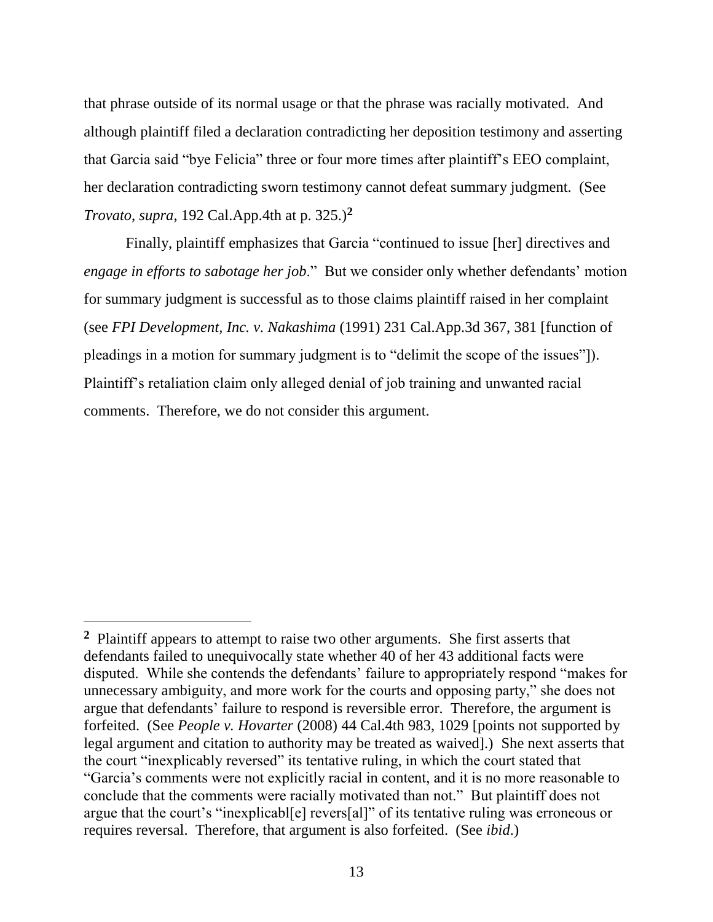that phrase outside of its normal usage or that the phrase was racially motivated. And although plaintiff filed a declaration contradicting her deposition testimony and asserting that Garcia said "bye Felicia" three or four more times after plaintiff's EEO complaint, her declaration contradicting sworn testimony cannot defeat summary judgment. (See *Trovato*, *supra*, 192 Cal.App.4th at p. 325.)[2]

Finally, plaintiff emphasizes that Garcia "continued to issue [her] directives and *engage in efforts to sabotage her job*." But we consider only whether defendants' motion for summary judgment is successful as to those claims plaintiff raised in her complaint (see *FPI Development, Inc. v. Nakashima* (1991) 231 Cal.App.3d 367, 381 [function of pleadings in a motion for summary judgment is to "delimit the scope of the issues"]). Plaintiff's retaliation claim only alleged denial of job training and unwanted racial comments. Therefore, we do not consider this argument.

---

[2] Plaintiff appears to attempt to raise two other arguments. She first asserts that defendants failed to unequivocally state whether 40 of her 43 additional facts were disputed. While she contends the defendants' failure to appropriately respond "makes for unnecessary ambiguity, and more work for the courts and opposing party," she does not argue that defendants' failure to respond is reversible error. Therefore, the argument is forfeited. (See *People v. Hovarter* (2008) 44 Cal.4th 983, 1029 [points not supported by legal argument and citation to authority may be treated as waived].) She next asserts that the court "inexplicably reversed" its tentative ruling, in which the court stated that "Garcia's comments were not explicitly racial in content, and it is no more reasonable to conclude that the comments were racially motivated than not." But plaintiff does not argue that the court's "inexplicabl[e] revers[al]" of its tentative ruling was erroneous or requires reversal. Therefore, that argument is also forfeited. (See *ibid.*)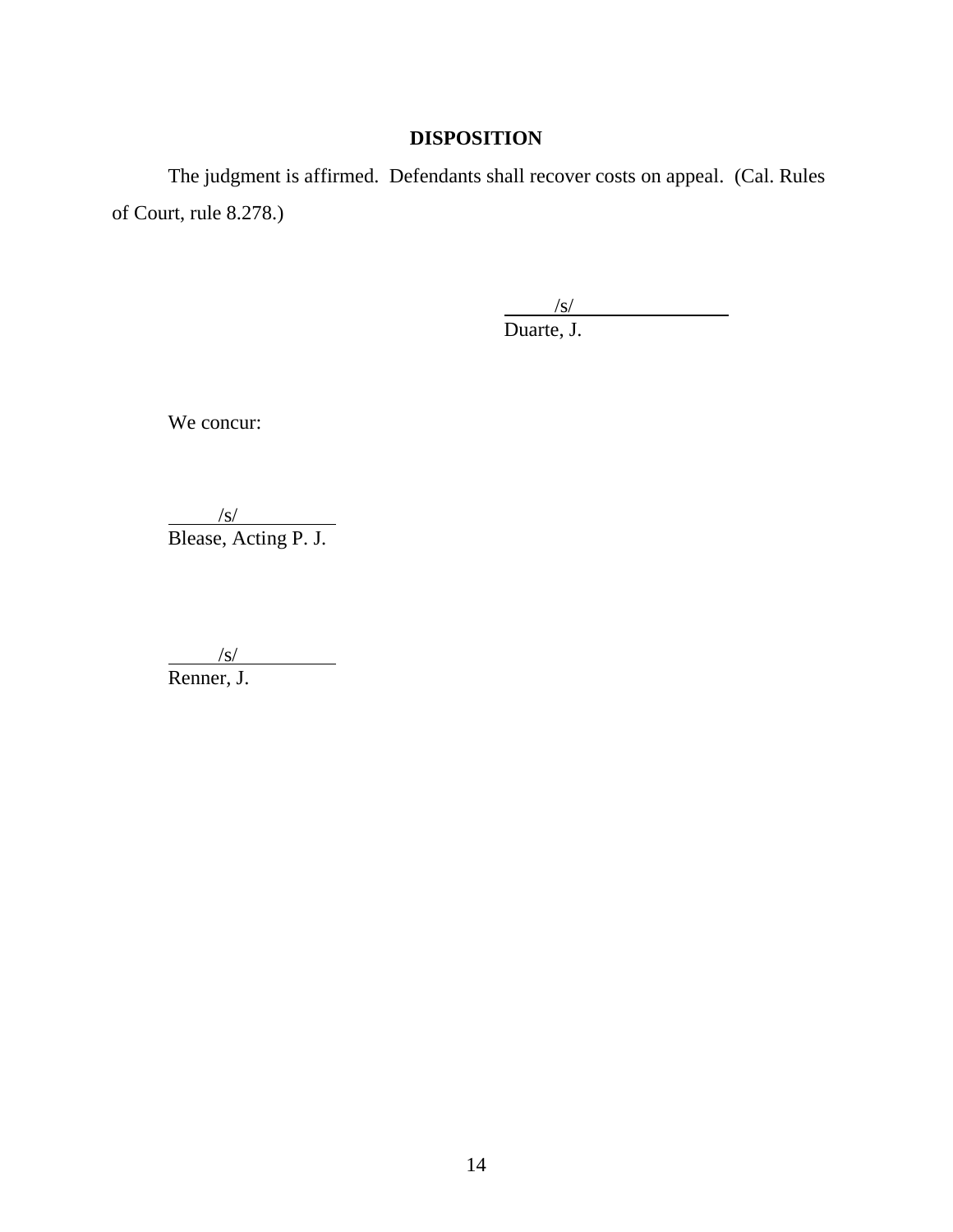## DISPOSITION

The judgment is affirmed. Defendants shall recover costs on appeal. (Cal. Rules of Court, rule 8.278.)

/s/
Duarte, J.

We concur:

/s/
Blease, Acting P. J.

/s/
Renner, J.